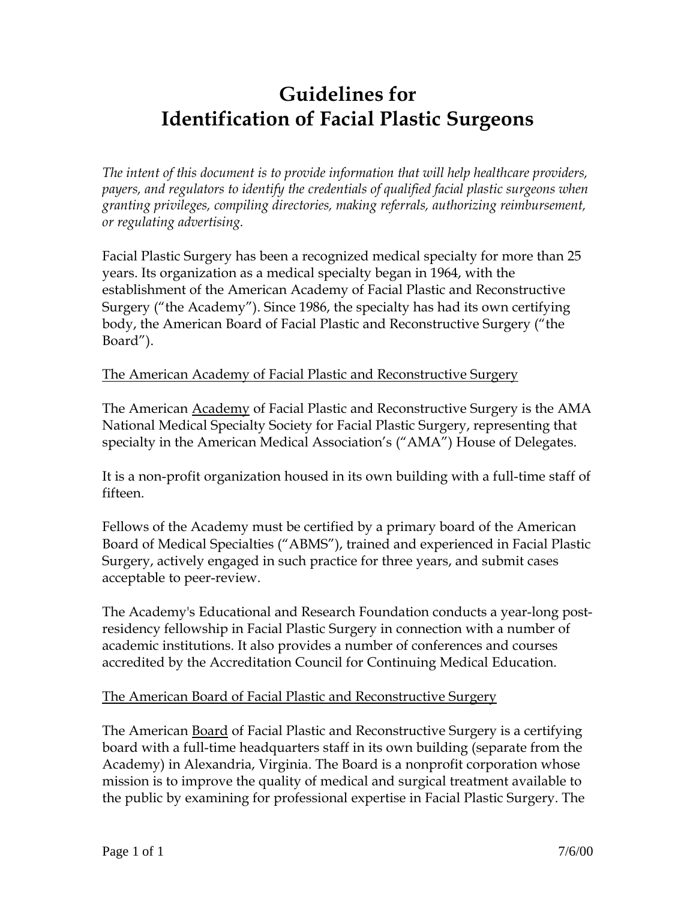# Guidelines for Identification of Facial Plastic Surgeons

*The intent of this document is to provide information that will help healthcare providers, payers, and regulators to identify the credentials of qualified facial plastic surgeons when granting privileges, compiling directories, making referrals, authorizing reimbursement, or regulating advertising.*

Facial Plastic Surgery has been a recognized medical specialty for more than 25 years. Its organization as a medical specialty began in 1964, with the establishment of the American Academy of Facial Plastic and Reconstructive Surgery ("the Academy"). Since 1986, the specialty has had its own certifying body, the American Board of Facial Plastic and Reconstructive Surgery ("the Board").

<u>The American Academy of Facial Plastic and Reconstructive Surgery</u>

The American <u>Academy</u> of Facial Plastic and Reconstructive Surgery is the AMA National Medical Specialty Society for Facial Plastic Surgery, representing that specialty in the American Medical Association's ("AMA") House of Delegates.

It is a non-profit organization housed in its own building with a full-time staff of fifteen.

Fellows of the Academy must be certified by a primary board of the American Board of Medical Specialties ("ABMS"), trained and experienced in Facial Plastic Surgery, actively engaged in such practice for three years, and submit cases acceptable to peer-review.

The Academy's Educational and Research Foundation conducts a year-long post-residency fellowship in Facial Plastic Surgery in connection with a number of academic institutions. It also provides a number of conferences and courses accredited by the Accreditation Council for Continuing Medical Education.

<u>The American Board of Facial Plastic and Reconstructive Surgery</u>

The American <u>Board</u> of Facial Plastic and Reconstructive Surgery is a certifying board with a full-time headquarters staff in its own building (separate from the Academy) in Alexandria, Virginia. The Board is a nonprofit corporation whose mission is to improve the quality of medical and surgical treatment available to the public by examining for professional expertise in Facial Plastic Surgery. The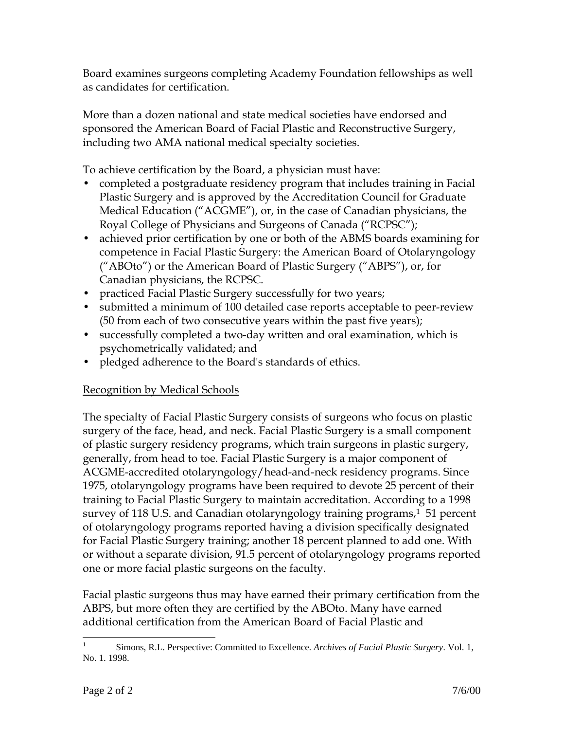Board examines surgeons completing Academy Foundation fellowships as well as candidates for certification.

More than a dozen national and state medical societies have endorsed and sponsored the American Board of Facial Plastic and Reconstructive Surgery, including two AMA national medical specialty societies.

To achieve certification by the Board, a physician must have:

- completed a postgraduate residency program that includes training in Facial Plastic Surgery and is approved by the Accreditation Council for Graduate Medical Education ("ACGME"), or, in the case of Canadian physicians, the Royal College of Physicians and Surgeons of Canada ("RCPSC");
- achieved prior certification by one or both of the ABMS boards examining for competence in Facial Plastic Surgery: the American Board of Otolaryngology ("ABOto") or the American Board of Plastic Surgery ("ABPS"), or, for Canadian physicians, the RCPSC.
- practiced Facial Plastic Surgery successfully for two years;
- submitted a minimum of 100 detailed case reports acceptable to peer-review (50 from each of two consecutive years within the past five years);
- successfully completed a two-day written and oral examination, which is psychometrically validated; and
- pledged adherence to the Board's standards of ethics.

Recognition by Medical Schools

The specialty of Facial Plastic Surgery consists of surgeons who focus on plastic surgery of the face, head, and neck. Facial Plastic Surgery is a small component of plastic surgery residency programs, which train surgeons in plastic surgery, generally, from head to toe. Facial Plastic Surgery is a major component of ACGME-accredited otolaryngology/head-and-neck residency programs. Since 1975, otolaryngology programs have been required to devote 25 percent of their training to Facial Plastic Surgery to maintain accreditation. According to a 1998 survey of 118 U.S. and Canadian otolaryngology training programs,[1] 51 percent of otolaryngology programs reported having a division specifically designated for Facial Plastic Surgery training; another 18 percent planned to add one. With or without a separate division, 91.5 percent of otolaryngology programs reported one or more facial plastic surgeons on the faculty.

Facial plastic surgeons thus may have earned their primary certification from the ABPS, but more often they are certified by the ABOto. Many have earned additional certification from the American Board of Facial Plastic and

[1] Simons, R.L. Perspective: Committed to Excellence. *Archives of Facial Plastic Surgery*. Vol. 1, No. 1. 1998.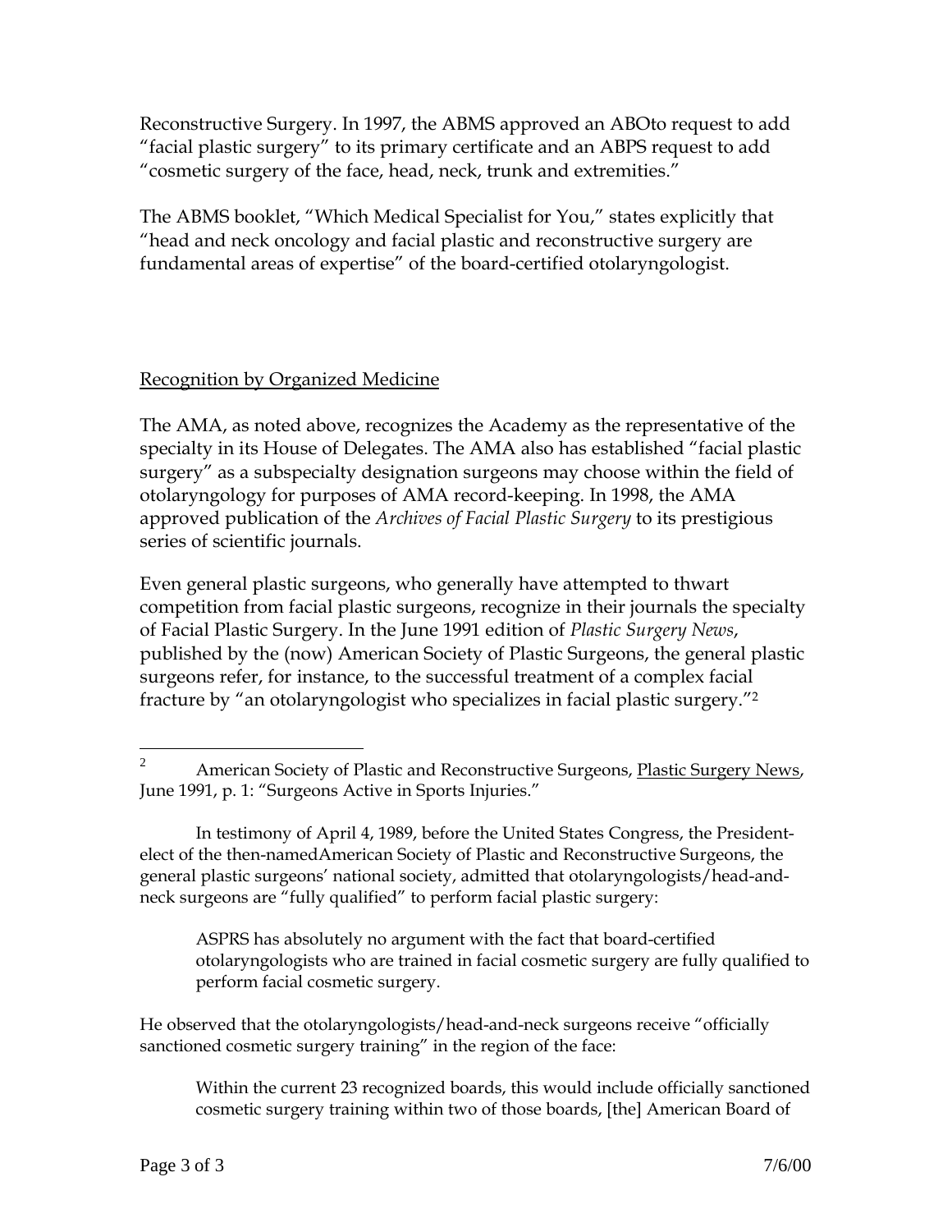Reconstructive Surgery. In 1997, the ABMS approved an ABOto request to add "facial plastic surgery" to its primary certificate and an ABPS request to add "cosmetic surgery of the face, head, neck, trunk and extremities."

The ABMS booklet, "Which Medical Specialist for You," states explicitly that "head and neck oncology and facial plastic and reconstructive surgery are fundamental areas of expertise" of the board-certified otolaryngologist.

<u>Recognition by Organized Medicine</u>

The AMA, as noted above, recognizes the Academy as the representative of the specialty in its House of Delegates. The AMA also has established "facial plastic surgery" as a subspecialty designation surgeons may choose within the field of otolaryngology for purposes of AMA record-keeping. In 1998, the AMA approved publication of the *Archives of Facial Plastic Surgery* to its prestigious series of scientific journals.

Even general plastic surgeons, who generally have attempted to thwart competition from facial plastic surgeons, recognize in their journals the specialty of Facial Plastic Surgery. In the June 1991 edition of *Plastic Surgery News*, published by the (now) American Society of Plastic Surgeons, the general plastic surgeons refer, for instance, to the successful treatment of a complex facial fracture by "an otolaryngologist who specializes in facial plastic surgery."[2]

---

[2] American Society of Plastic and Reconstructive Surgeons, <u>Plastic Surgery News</u>, June 1991, p. 1: "Surgeons Active in Sports Injuries."

In testimony of April 4, 1989, before the United States Congress, the President-elect of the then-namedAmerican Society of Plastic and Reconstructive Surgeons, the general plastic surgeons' national society, admitted that otolaryngologists/head-and-neck surgeons are "fully qualified" to perform facial plastic surgery:

> ASPRS has absolutely no argument with the fact that board-certified otolaryngologists who are trained in facial cosmetic surgery are fully qualified to perform facial cosmetic surgery.

He observed that the otolaryngologists/head-and-neck surgeons receive "officially sanctioned cosmetic surgery training" in the region of the face:

> Within the current 23 recognized boards, this would include officially sanctioned cosmetic surgery training within two of those boards, [the] American Board of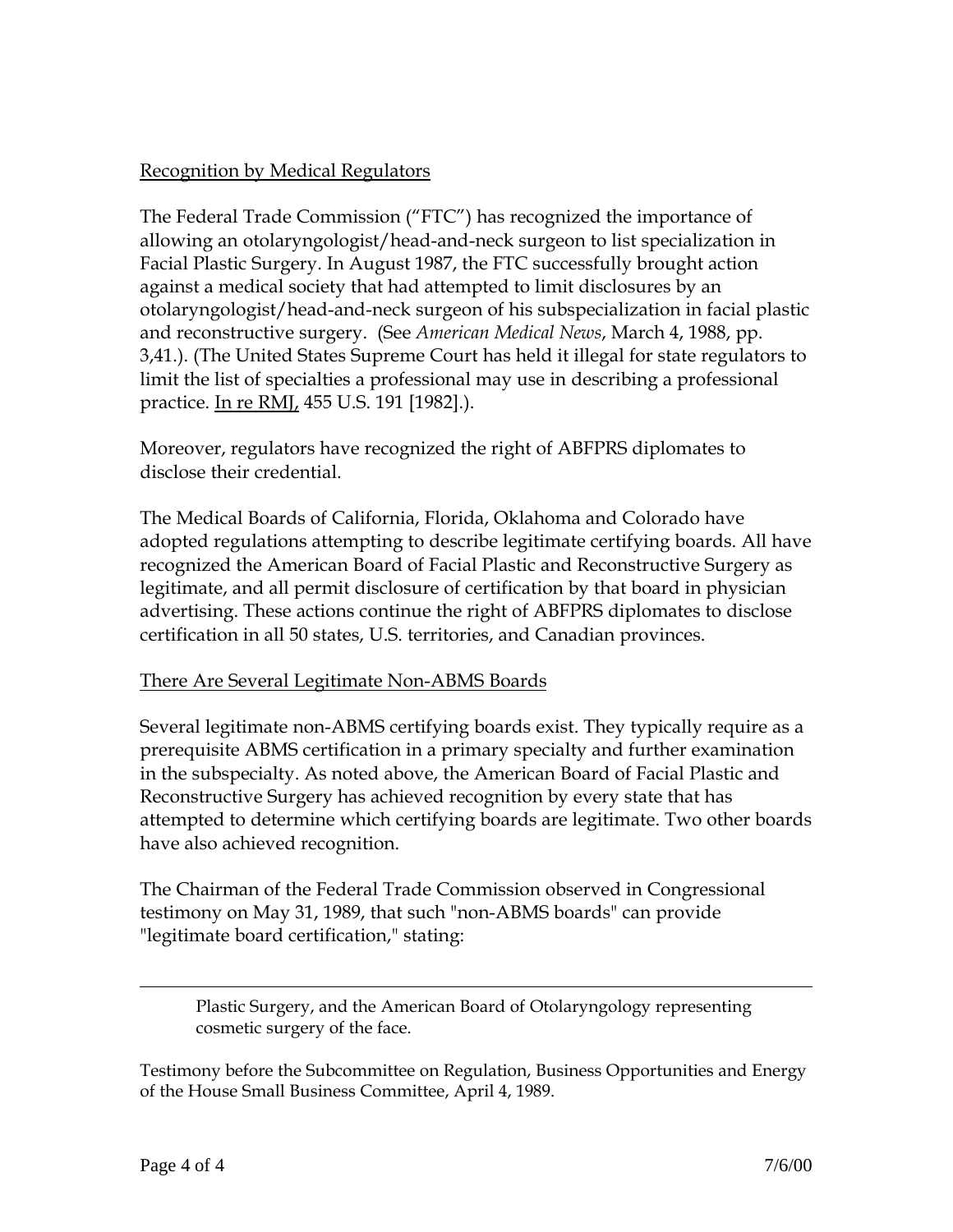Recognition by Medical Regulators

The Federal Trade Commission ("FTC") has recognized the importance of allowing an otolaryngologist/head-and-neck surgeon to list specialization in Facial Plastic Surgery. In August 1987, the FTC successfully brought action against a medical society that had attempted to limit disclosures by an otolaryngologist/head-and-neck surgeon of his subspecialization in facial plastic and reconstructive surgery. (See *American Medical News*, March 4, 1988, pp. 3,41.). (The United States Supreme Court has held it illegal for state regulators to limit the list of specialties a professional may use in describing a professional practice. In re RMJ, 455 U.S. 191 [1982].).

Moreover, regulators have recognized the right of ABFPRS diplomates to disclose their credential.

The Medical Boards of California, Florida, Oklahoma and Colorado have adopted regulations attempting to describe legitimate certifying boards. All have recognized the American Board of Facial Plastic and Reconstructive Surgery as legitimate, and all permit disclosure of certification by that board in physician advertising. These actions continue the right of ABFPRS diplomates to disclose certification in all 50 states, U.S. territories, and Canadian provinces.

There Are Several Legitimate Non-ABMS Boards

Several legitimate non-ABMS certifying boards exist. They typically require as a prerequisite ABMS certification in a primary specialty and further examination in the subspecialty. As noted above, the American Board of Facial Plastic and Reconstructive Surgery has achieved recognition by every state that has attempted to determine which certifying boards are legitimate. Two other boards have also achieved recognition.

The Chairman of the Federal Trade Commission observed in Congressional testimony on May 31, 1989, that such "non-ABMS boards" can provide "legitimate board certification," stating:

---

> Plastic Surgery, and the American Board of Otolaryngology representing cosmetic surgery of the face.

Testimony before the Subcommittee on Regulation, Business Opportunities and Energy of the House Small Business Committee, April 4, 1989.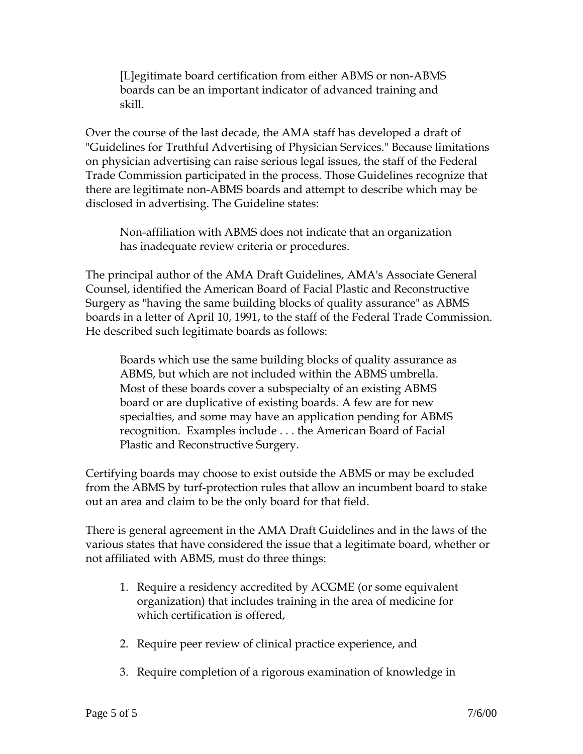> [L]egitimate board certification from either ABMS or non-ABMS boards can be an important indicator of advanced training and skill.

Over the course of the last decade, the AMA staff has developed a draft of "Guidelines for Truthful Advertising of Physician Services." Because limitations on physician advertising can raise serious legal issues, the staff of the Federal Trade Commission participated in the process. Those Guidelines recognize that there are legitimate non-ABMS boards and attempt to describe which may be disclosed in advertising. The Guideline states:

> Non-affiliation with ABMS does not indicate that an organization has inadequate review criteria or procedures.

The principal author of the AMA Draft Guidelines, AMA's Associate General Counsel, identified the American Board of Facial Plastic and Reconstructive Surgery as "having the same building blocks of quality assurance" as ABMS boards in a letter of April 10, 1991, to the staff of the Federal Trade Commission. He described such legitimate boards as follows:

> Boards which use the same building blocks of quality assurance as ABMS, but which are not included within the ABMS umbrella. Most of these boards cover a subspecialty of an existing ABMS board or are duplicative of existing boards. A few are for new specialties, and some may have an application pending for ABMS recognition. Examples include . . . the American Board of Facial Plastic and Reconstructive Surgery.

Certifying boards may choose to exist outside the ABMS or may be excluded from the ABMS by turf-protection rules that allow an incumbent board to stake out an area and claim to be the only board for that field.

There is general agreement in the AMA Draft Guidelines and in the laws of the various states that have considered the issue that a legitimate board, whether or not affiliated with ABMS, must do three things:

1. Require a residency accredited by ACGME (or some equivalent organization) that includes training in the area of medicine for which certification is offered,
2. Require peer review of clinical practice experience, and
3. Require completion of a rigorous examination of knowledge in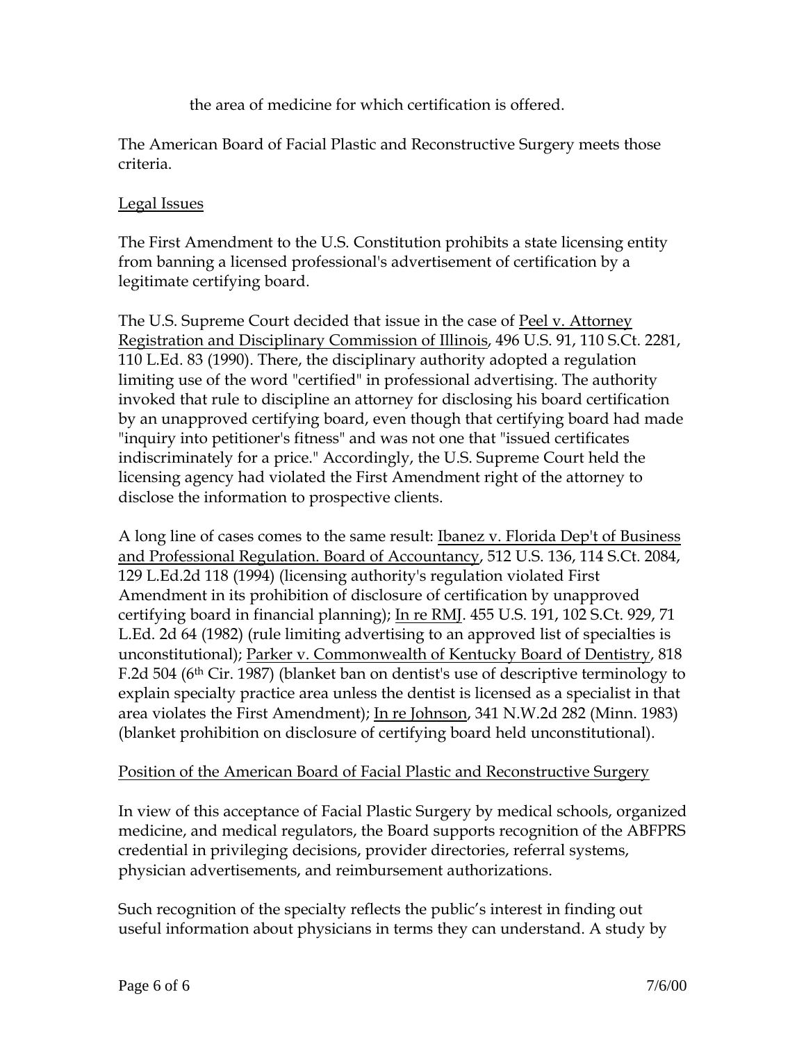the area of medicine for which certification is offered.

The American Board of Facial Plastic and Reconstructive Surgery meets those criteria.

Legal Issues

The First Amendment to the U.S. Constitution prohibits a state licensing entity from banning a licensed professional's advertisement of certification by a legitimate certifying board.

The U.S. Supreme Court decided that issue in the case of Peel v. Attorney Registration and Disciplinary Commission of Illinois, 496 U.S. 91, 110 S.Ct. 2281, 110 L.Ed. 83 (1990). There, the disciplinary authority adopted a regulation limiting use of the word "certified" in professional advertising. The authority invoked that rule to discipline an attorney for disclosing his board certification by an unapproved certifying board, even though that certifying board had made "inquiry into petitioner's fitness" and was not one that "issued certificates indiscriminately for a price." Accordingly, the U.S. Supreme Court held the licensing agency had violated the First Amendment right of the attorney to disclose the information to prospective clients.

A long line of cases comes to the same result: Ibanez v. Florida Dep't of Business and Professional Regulation. Board of Accountancy, 512 U.S. 136, 114 S.Ct. 2084, 129 L.Ed.2d 118 (1994) (licensing authority's regulation violated First Amendment in its prohibition of disclosure of certification by unapproved certifying board in financial planning); In re RMJ. 455 U.S. 191, 102 S.Ct. 929, 71 L.Ed. 2d 64 (1982) (rule limiting advertising to an approved list of specialties is unconstitutional); Parker v. Commonwealth of Kentucky Board of Dentistry, 818 F.2d 504 (6th Cir. 1987) (blanket ban on dentist's use of descriptive terminology to explain specialty practice area unless the dentist is licensed as a specialist in that area violates the First Amendment); In re Johnson, 341 N.W.2d 282 (Minn. 1983) (blanket prohibition on disclosure of certifying board held unconstitutional).

Position of the American Board of Facial Plastic and Reconstructive Surgery

In view of this acceptance of Facial Plastic Surgery by medical schools, organized medicine, and medical regulators, the Board supports recognition of the ABFPRS credential in privileging decisions, provider directories, referral systems, physician advertisements, and reimbursement authorizations.

Such recognition of the specialty reflects the public's interest in finding out useful information about physicians in terms they can understand. A study by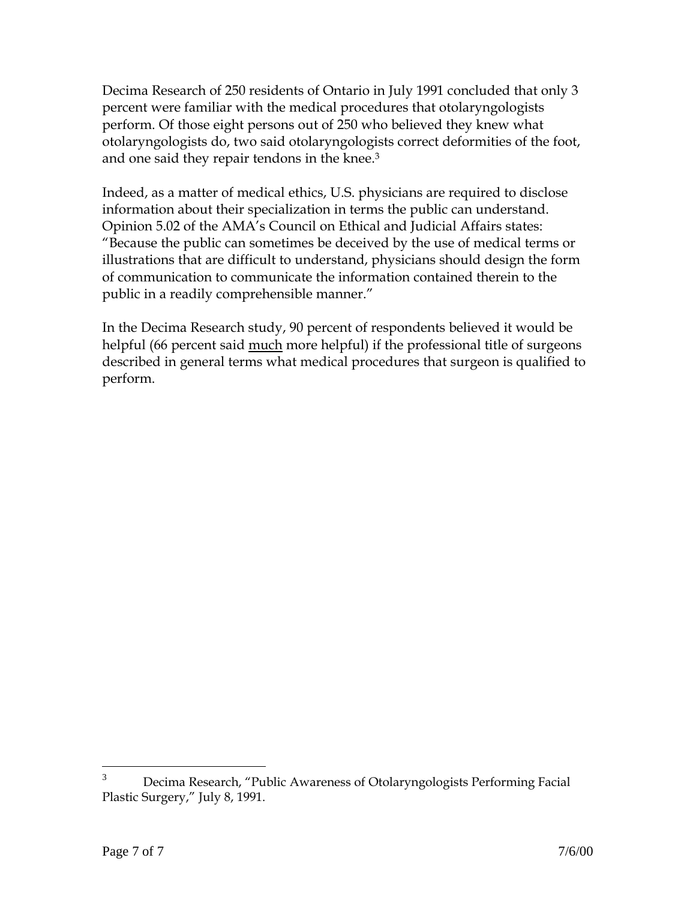Decima Research of 250 residents of Ontario in July 1991 concluded that only 3 percent were familiar with the medical procedures that otolaryngologists perform. Of those eight persons out of 250 who believed they knew what otolaryngologists do, two said otolaryngologists correct deformities of the foot, and one said they repair tendons in the knee.[3]

Indeed, as a matter of medical ethics, U.S. physicians are required to disclose information about their specialization in terms the public can understand. Opinion 5.02 of the AMA's Council on Ethical and Judicial Affairs states: "Because the public can sometimes be deceived by the use of medical terms or illustrations that are difficult to understand, physicians should design the form of communication to communicate the information contained therein to the public in a readily comprehensible manner."

In the Decima Research study, 90 percent of respondents believed it would be helpful (66 percent said <u>much</u> more helpful) if the professional title of surgeons described in general terms what medical procedures that surgeon is qualified to perform.

---

[3] Decima Research, "Public Awareness of Otolaryngologists Performing Facial Plastic Surgery," July 8, 1991.